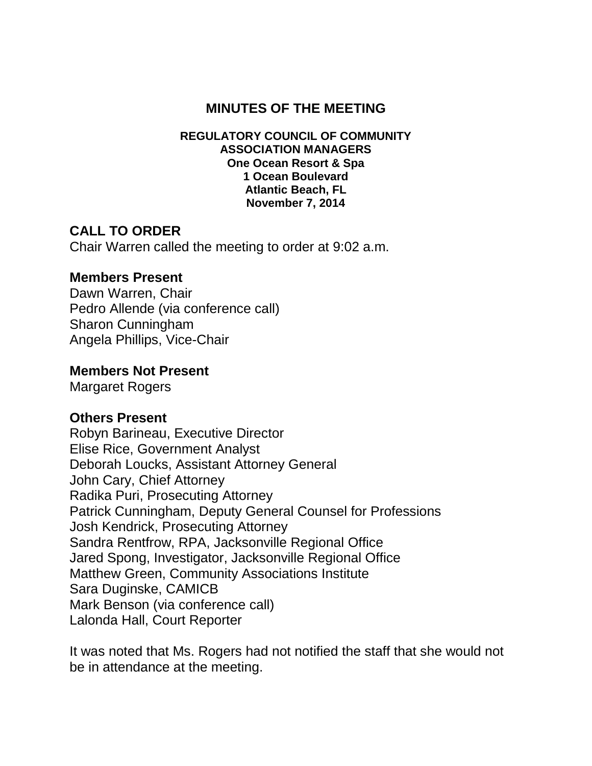# MINUTES OF THE MEETING

**REGULATORY COUNCIL OF COMMUNITY ASSOCIATION MANAGERS**
**One Ocean Resort & Spa**
**1 Ocean Boulevard**
**Atlantic Beach, FL**
**November 7, 2014**

## CALL TO ORDER

Chair Warren called the meeting to order at 9:02 a.m.

### Members Present

Dawn Warren, Chair
Pedro Allende (via conference call)
Sharon Cunningham
Angela Phillips, Vice-Chair

### Members Not Present

Margaret Rogers

### Others Present

Robyn Barineau, Executive Director
Elise Rice, Government Analyst
Deborah Loucks, Assistant Attorney General
John Cary, Chief Attorney
Radika Puri, Prosecuting Attorney
Patrick Cunningham, Deputy General Counsel for Professions
Josh Kendrick, Prosecuting Attorney
Sandra Rentfrow, RPA, Jacksonville Regional Office
Jared Spong, Investigator, Jacksonville Regional Office
Matthew Green, Community Associations Institute
Sara Duginske, CAMICB
Mark Benson (via conference call)
Lalonda Hall, Court Reporter

It was noted that Ms. Rogers had not notified the staff that she would not be in attendance at the meeting.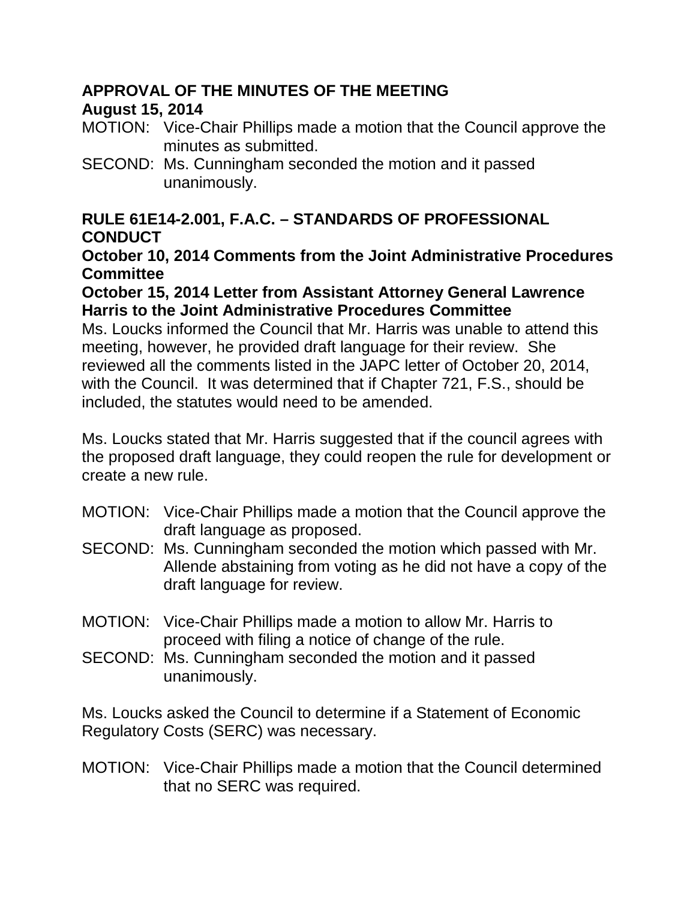**APPROVAL OF THE MINUTES OF THE MEETING**
**August 15, 2014**

MOTION: Vice-Chair Phillips made a motion that the Council approve the minutes as submitted.

SECOND: Ms. Cunningham seconded the motion and it passed unanimously.

**RULE 61E14-2.001, F.A.C. – STANDARDS OF PROFESSIONAL CONDUCT**
**October 10, 2014 Comments from the Joint Administrative Procedures Committee**
**October 15, 2014 Letter from Assistant Attorney General Lawrence Harris to the Joint Administrative Procedures Committee**

Ms. Loucks informed the Council that Mr. Harris was unable to attend this meeting, however, he provided draft language for their review. She reviewed all the comments listed in the JAPC letter of October 20, 2014, with the Council. It was determined that if Chapter 721, F.S., should be included, the statutes would need to be amended.

Ms. Loucks stated that Mr. Harris suggested that if the council agrees with the proposed draft language, they could reopen the rule for development or create a new rule.

MOTION: Vice-Chair Phillips made a motion that the Council approve the draft language as proposed.

SECOND: Ms. Cunningham seconded the motion which passed with Mr. Allende abstaining from voting as he did not have a copy of the draft language for review.

MOTION: Vice-Chair Phillips made a motion to allow Mr. Harris to proceed with filing a notice of change of the rule.

SECOND: Ms. Cunningham seconded the motion and it passed unanimously.

Ms. Loucks asked the Council to determine if a Statement of Economic Regulatory Costs (SERC) was necessary.

MOTION: Vice-Chair Phillips made a motion that the Council determined that no SERC was required.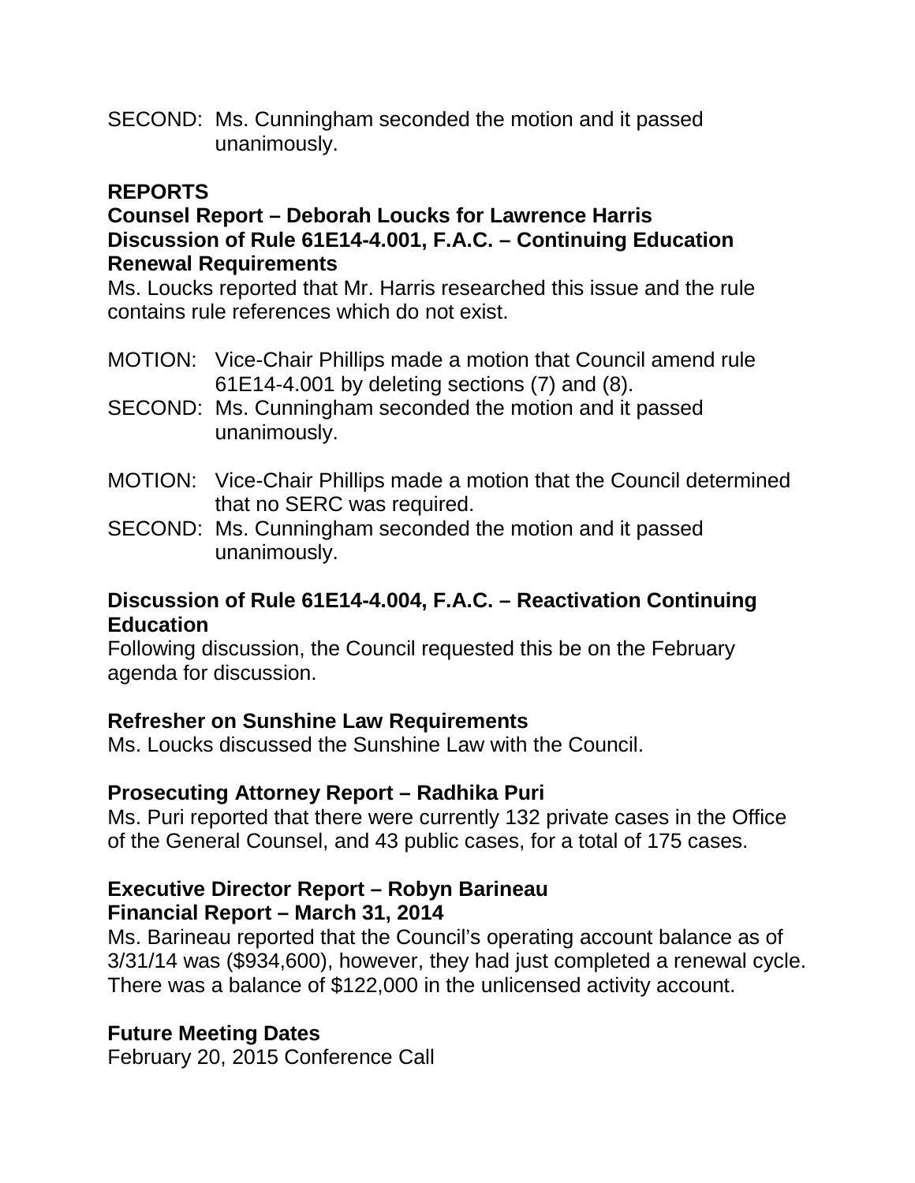SECOND: Ms. Cunningham seconded the motion and it passed unanimously.

## REPORTS

### Counsel Report – Deborah Loucks for Lawrence Harris

### Discussion of Rule 61E14-4.001, F.A.C. – Continuing Education Renewal Requirements

Ms. Loucks reported that Mr. Harris researched this issue and the rule contains rule references which do not exist.

MOTION: Vice-Chair Phillips made a motion that Council amend rule 61E14-4.001 by deleting sections (7) and (8).

SECOND: Ms. Cunningham seconded the motion and it passed unanimously.

MOTION: Vice-Chair Phillips made a motion that the Council determined that no SERC was required.

SECOND: Ms. Cunningham seconded the motion and it passed unanimously.

### Discussion of Rule 61E14-4.004, F.A.C. – Reactivation Continuing Education

Following discussion, the Council requested this be on the February agenda for discussion.

### Refresher on Sunshine Law Requirements

Ms. Loucks discussed the Sunshine Law with the Council.

### Prosecuting Attorney Report – Radhika Puri

Ms. Puri reported that there were currently 132 private cases in the Office of the General Counsel, and 43 public cases, for a total of 175 cases.

### Executive Director Report – Robyn Barineau

### Financial Report – March 31, 2014

Ms. Barineau reported that the Council's operating account balance as of 3/31/14 was ($934,600), however, they had just completed a renewal cycle. There was a balance of $122,000 in the unlicensed activity account.

### Future Meeting Dates

February 20, 2015 Conference Call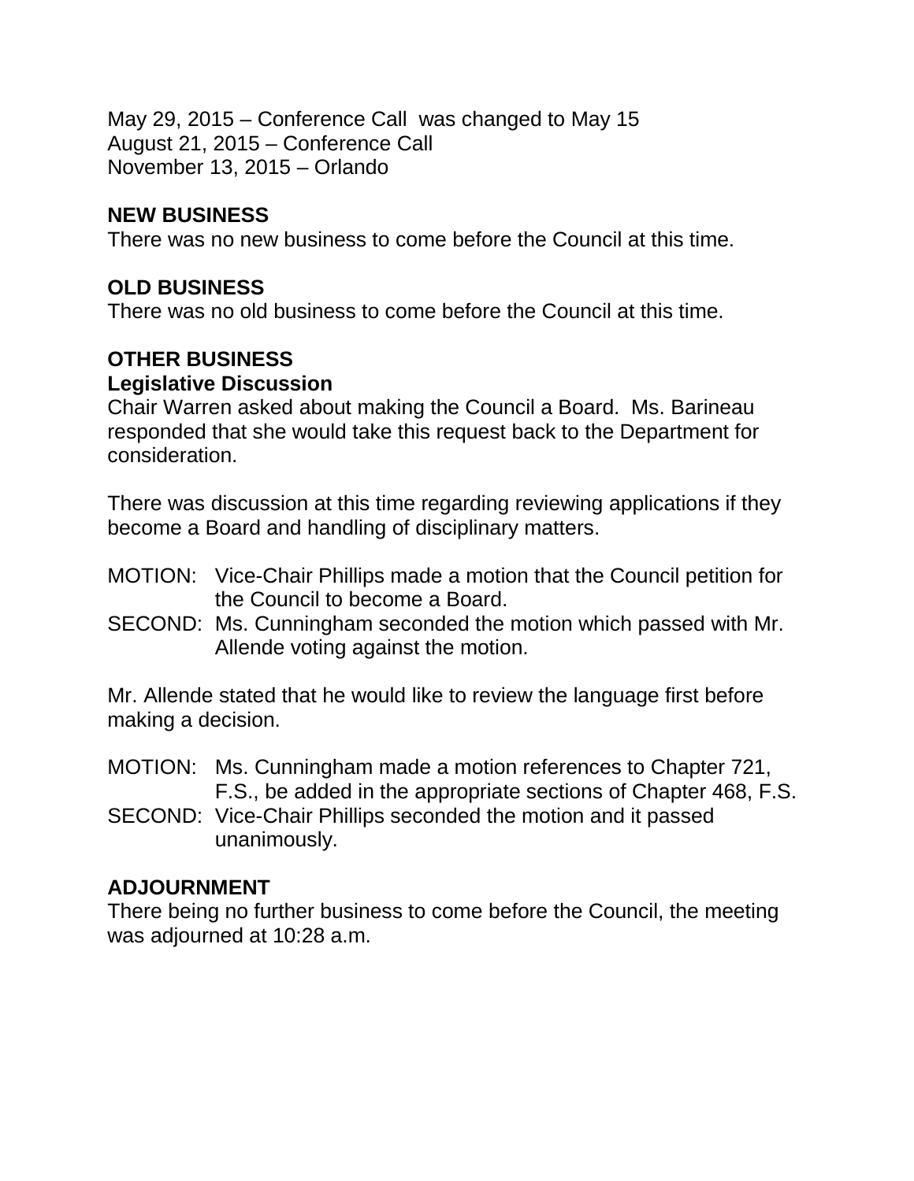May 29, 2015 – Conference Call was changed to May 15
August 21, 2015 – Conference Call
November 13, 2015 – Orlando

**NEW BUSINESS**
There was no new business to come before the Council at this time.

**OLD BUSINESS**
There was no old business to come before the Council at this time.

**OTHER BUSINESS**
**Legislative Discussion**
Chair Warren asked about making the Council a Board. Ms. Barineau responded that she would take this request back to the Department for consideration.

There was discussion at this time regarding reviewing applications if they become a Board and handling of disciplinary matters.

MOTION: Vice-Chair Phillips made a motion that the Council petition for the Council to become a Board.
SECOND: Ms. Cunningham seconded the motion which passed with Mr. Allende voting against the motion.

Mr. Allende stated that he would like to review the language first before making a decision.

MOTION: Ms. Cunningham made a motion references to Chapter 721, F.S., be added in the appropriate sections of Chapter 468, F.S.
SECOND: Vice-Chair Phillips seconded the motion and it passed unanimously.

**ADJOURNMENT**
There being no further business to come before the Council, the meeting was adjourned at 10:28 a.m.